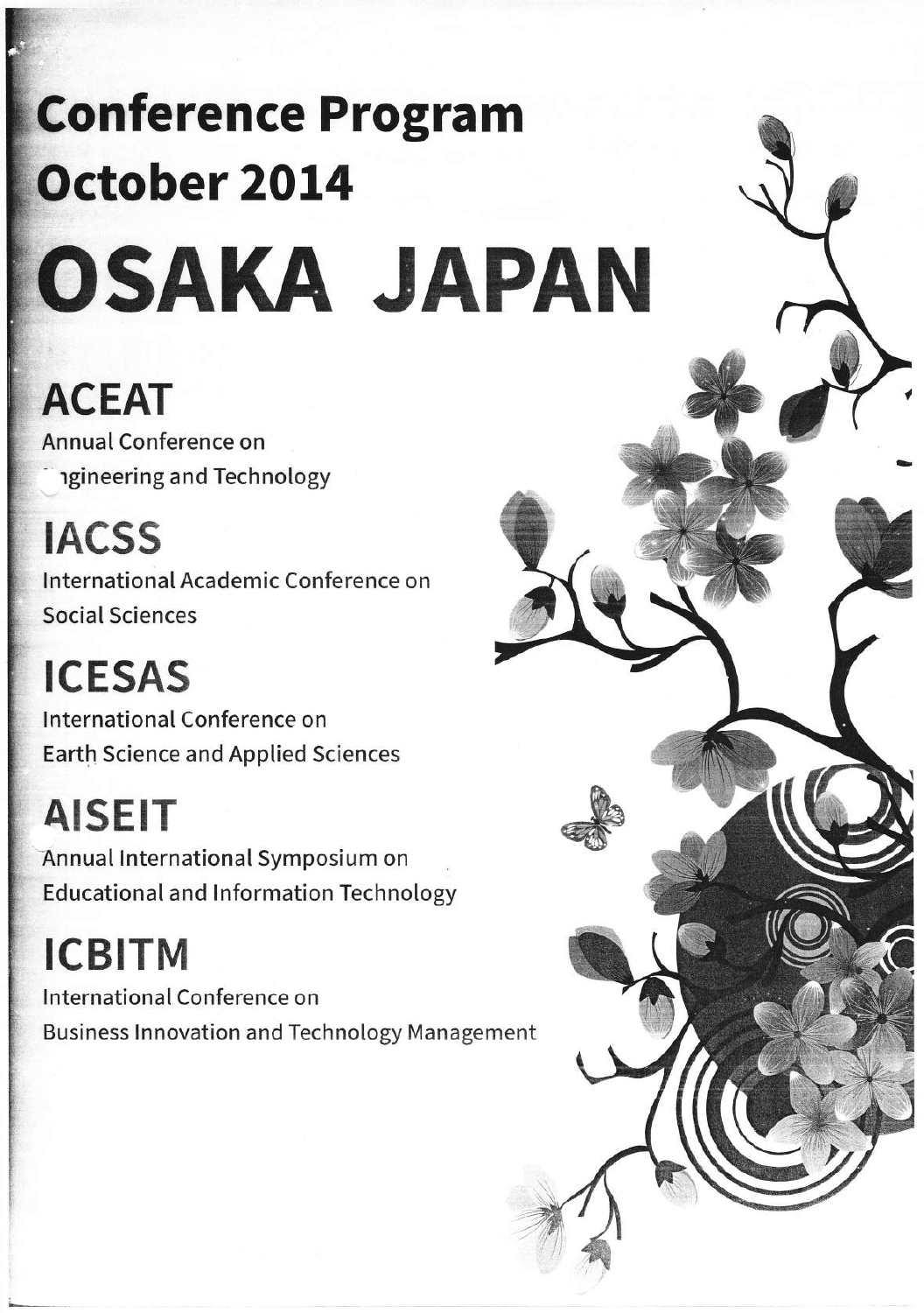# Conference Program
# October 2014

# OSAKA JAPAN

## ACEAT

Annual Conference on
Engineering and Technology

## IACSS

International Academic Conference on
Social Sciences

## ICESAS

International Conference on
Earth Science and Applied Sciences

## AISEIT

Annual International Symposium on
Educational and Information Technology

## ICBITM

International Conference on
Business Innovation and Technology Management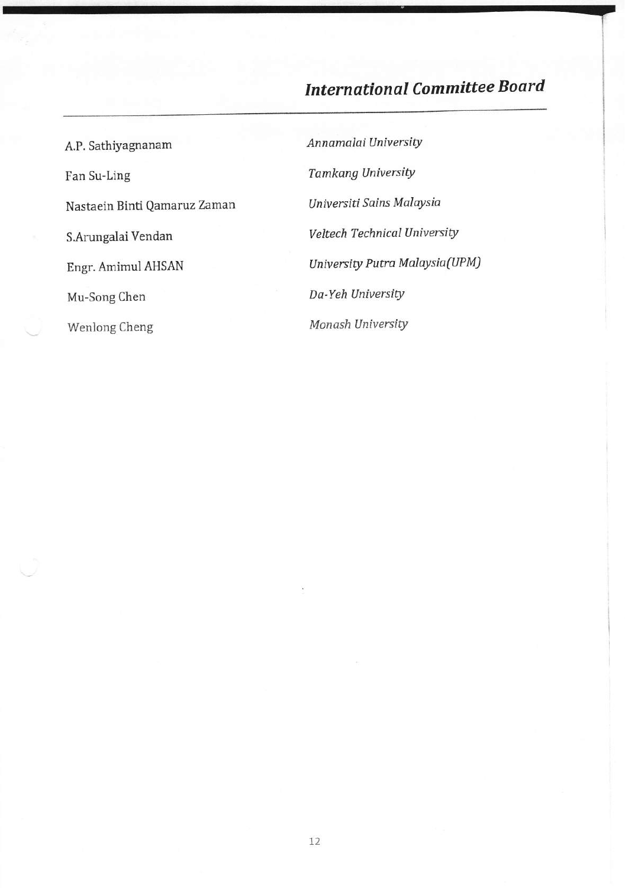## *International Committee Board*

| | |
|---|---|
| A.P. Sathiyagnanam | *Annamalai University* |
| Fan Su-Ling | *Tamkang University* |
| Nastaein Binti Qamaruz Zaman | *Universiti Sains Malaysia* |
| S.Arungalai Vendan | *Veltech Technical University* |
| Engr. Amimul AHSAN | *University Putra Malaysia(UPM)* |
| Mu-Song Chen | *Da-Yeh University* |
| Wenlong Cheng | *Monash University* |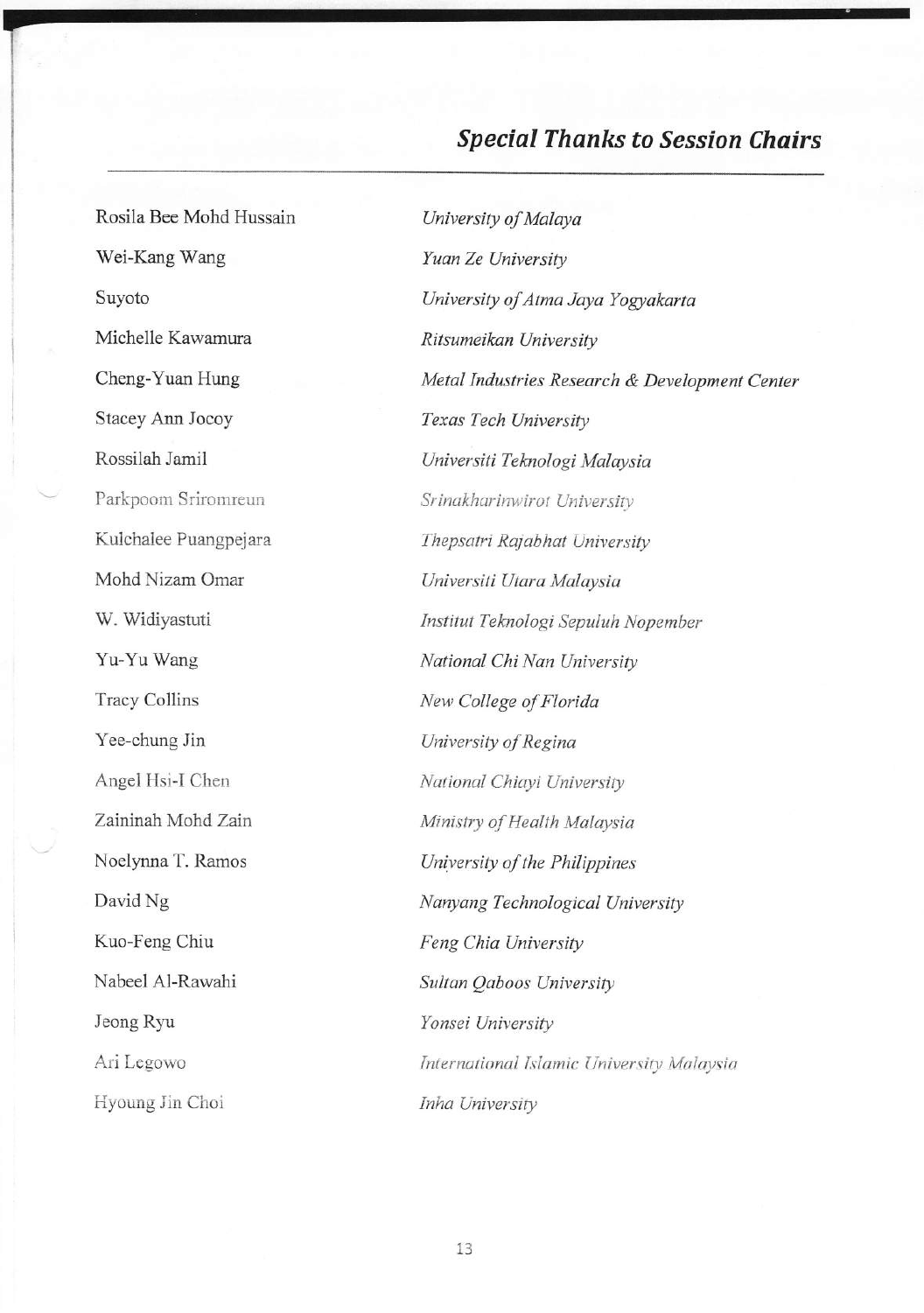## *Special Thanks to Session Chairs*

| | |
|---|---|
| Rosila Bee Mohd Hussain | *University of Malaya* |
| Wei-Kang Wang | *Yuan Ze University* |
| Suyoto | *University of Atma Jaya Yogyakarta* |
| Michelle Kawamura | *Ritsumeikan University* |
| Cheng-Yuan Hung | *Metal Industries Research & Development Center* |
| Stacey Ann Jocoy | *Texas Tech University* |
| Rossilah Jamil | *Universiti Teknologi Malaysia* |
| Parkpoom Sriromreun | *Srinakharinwirot University* |
| Kulchalee Puangpejara | *Thepsatri Rajabhat University* |
| Mohd Nizam Omar | *Universiti Utara Malaysia* |
| W. Widiyastuti | *Institut Teknologi Sepuluh Nopember* |
| Yu-Yu Wang | *National Chi Nan University* |
| Tracy Collins | *New College of Florida* |
| Yee-chung Jin | *University of Regina* |
| Angel Hsi-I Chen | *National Chiayi University* |
| Zaininah Mohd Zain | *Ministry of Health Malaysia* |
| Noelynna T. Ramos | *University of the Philippines* |
| David Ng | *Nanyang Technological University* |
| Kuo-Feng Chiu | *Feng Chia University* |
| Nabeel Al-Rawahi | *Sultan Qaboos University* |
| Jeong Ryu | *Yonsei University* |
| Ari Legowo | *International Islamic University Malaysia* |
| Hyoung Jin Choi | *Inha University* |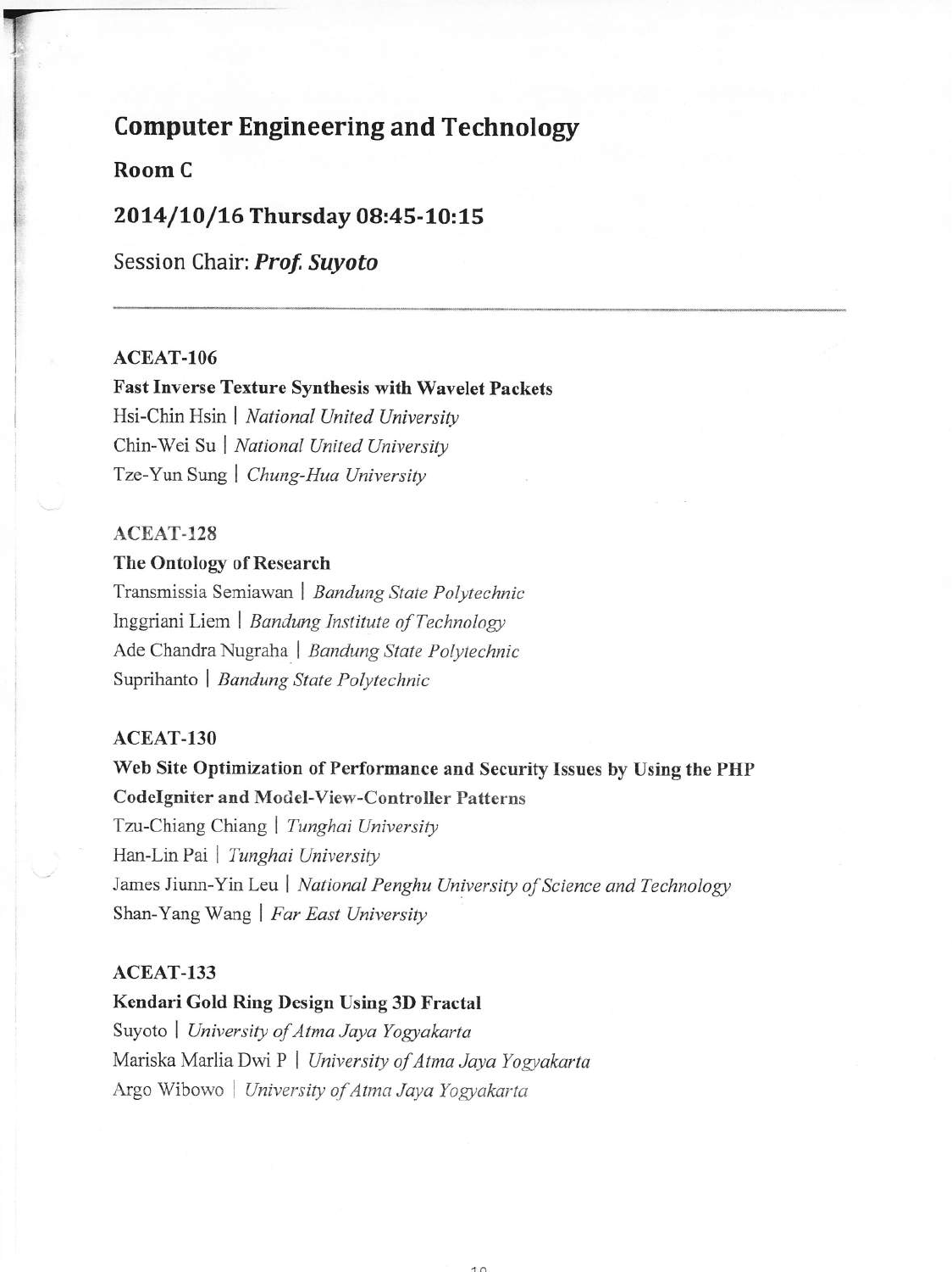# Computer Engineering and Technology

**Room C**

**2014/10/16 Thursday 08:45-10:15**

Session Chair: ***Prof. Suyoto***

---

**ACEAT-106**

**Fast Inverse Texture Synthesis with Wavelet Packets**

Hsi-Chin Hsin | *National United University*
Chin-Wei Su | *National United University*
Tze-Yun Sung | *Chung-Hua University*

**ACEAT-128**

**The Ontology of Research**

Transmissia Semiawan | *Bandung State Polytechnic*
Inggriani Liem | *Bandung Institute of Technology*
Ade Chandra Nugraha | *Bandung State Polytechnic*
Suprihanto | *Bandung State Polytechnic*

**ACEAT-130**

**Web Site Optimization of Performance and Security Issues by Using the PHP CodeIgniter and Model-View-Controller Patterns**

Tzu-Chiang Chiang | *Tunghai University*
Han-Lin Pai | *Tunghai University*
James Jiunn-Yin Leu | *National Penghu University of Science and Technology*
Shan-Yang Wang | *Far East University*

**ACEAT-133**

**Kendari Gold Ring Design Using 3D Fractal**

Suyoto | *University of Atma Jaya Yogyakarta*
Mariska Marlia Dwi P | *University of Atma Jaya Yogyakarta*
Argo Wibowo | *University of Atma Jaya Yogyakarta*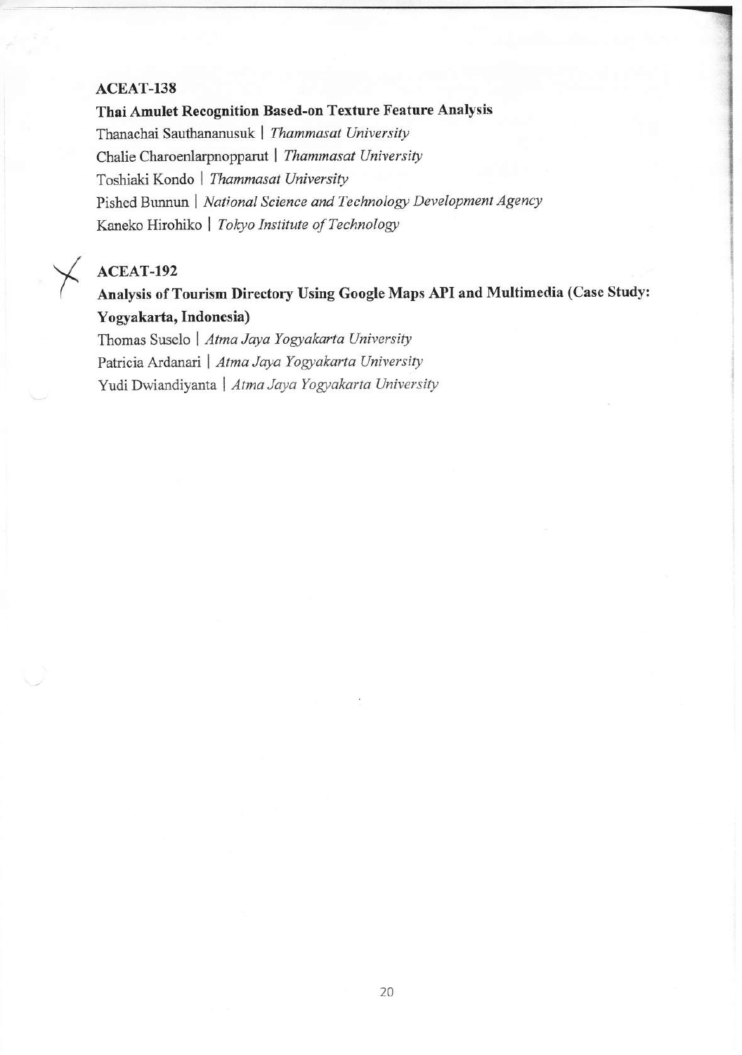**ACEAT-138**

**Thai Amulet Recognition Based-on Texture Feature Analysis**

Thanachai Sauthananusuk | *Thammasat University*
Chalie Charoenlarpnopparut | *Thammasat University*
Toshiaki Kondo | *Thammasat University*
Pished Bunnun | *National Science and Technology Development Agency*
Kaneko Hirohiko | *Tokyo Institute of Technology*

**ACEAT-192**

**Analysis of Tourism Directory Using Google Maps API and Multimedia (Case Study: Yogyakarta, Indonesia)**

Thomas Suselo | *Atma Jaya Yogyakarta University*
Patricia Ardanari | *Atma Jaya Yogyakarta University*
Yudi Dwiandiyanta | *Atma Jaya Yogyakarta University*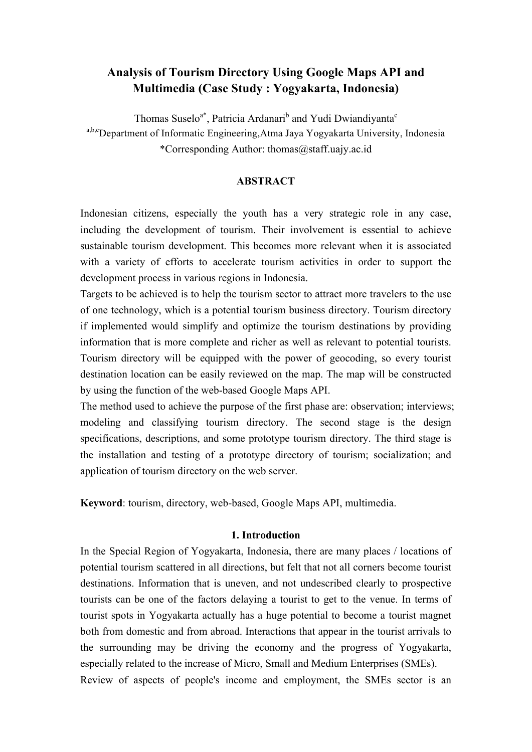# Analysis of Tourism Directory Using Google Maps API and Multimedia (Case Study : Yogyakarta, Indonesia)

Thomas Suselo[a*], Patricia Ardanari[b] and Yudi Dwiandiyanta[c]

[a,b,c]Department of Informatic Engineering,Atma Jaya Yogyakarta University, Indonesia

*Corresponding Author: thomas@staff.uajy.ac.id

## ABSTRACT

Indonesian citizens, especially the youth has a very strategic role in any case, including the development of tourism. Their involvement is essential to achieve sustainable tourism development. This becomes more relevant when it is associated with a variety of efforts to accelerate tourism activities in order to support the development process in various regions in Indonesia.

Targets to be achieved is to help the tourism sector to attract more travelers to the use of one technology, which is a potential tourism business directory. Tourism directory if implemented would simplify and optimize the tourism destinations by providing information that is more complete and richer as well as relevant to potential tourists. Tourism directory will be equipped with the power of geocoding, so every tourist destination location can be easily reviewed on the map. The map will be constructed by using the function of the web-based Google Maps API.

The method used to achieve the purpose of the first phase are: observation; interviews; modeling and classifying tourism directory. The second stage is the design specifications, descriptions, and some prototype tourism directory. The third stage is the installation and testing of a prototype directory of tourism; socialization; and application of tourism directory on the web server.

**Keyword**: tourism, directory, web-based, Google Maps API, multimedia.

## 1. Introduction

In the Special Region of Yogyakarta, Indonesia, there are many places / locations of potential tourism scattered in all directions, but felt that not all corners become tourist destinations. Information that is uneven, and not undescribed clearly to prospective tourists can be one of the factors delaying a tourist to get to the venue. In terms of tourist spots in Yogyakarta actually has a huge potential to become a tourist magnet both from domestic and from abroad. Interactions that appear in the tourist arrivals to the surrounding may be driving the economy and the progress of Yogyakarta, especially related to the increase of Micro, Small and Medium Enterprises (SMEs).

Review of aspects of people's income and employment, the SMEs sector is an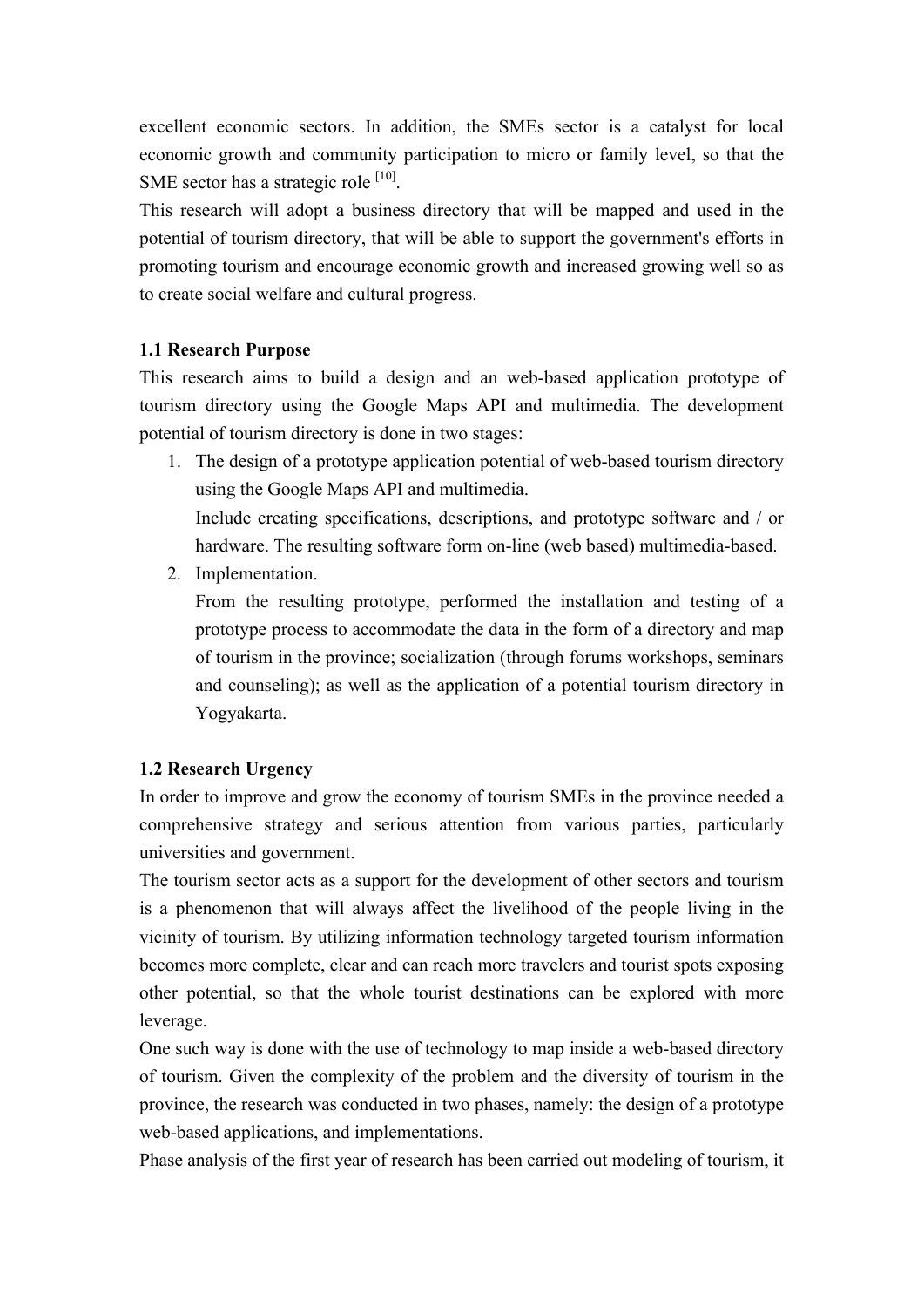excellent economic sectors. In addition, the SMEs sector is a catalyst for local economic growth and community participation to micro or family level, so that the SME sector has a strategic role [10].

This research will adopt a business directory that will be mapped and used in the potential of tourism directory, that will be able to support the government's efforts in promoting tourism and encourage economic growth and increased growing well so as to create social welfare and cultural progress.

### 1.1 Research Purpose

This research aims to build a design and an web-based application prototype of tourism directory using the Google Maps API and multimedia. The development potential of tourism directory is done in two stages:

1. The design of a prototype application potential of web-based tourism directory using the Google Maps API and multimedia.
   Include creating specifications, descriptions, and prototype software and / or hardware. The resulting software form on-line (web based) multimedia-based.
2. Implementation.
   From the resulting prototype, performed the installation and testing of a prototype process to accommodate the data in the form of a directory and map of tourism in the province; socialization (through forums workshops, seminars and counseling); as well as the application of a potential tourism directory in Yogyakarta.

### 1.2 Research Urgency

In order to improve and grow the economy of tourism SMEs in the province needed a comprehensive strategy and serious attention from various parties, particularly universities and government.

The tourism sector acts as a support for the development of other sectors and tourism is a phenomenon that will always affect the livelihood of the people living in the vicinity of tourism. By utilizing information technology targeted tourism information becomes more complete, clear and can reach more travelers and tourist spots exposing other potential, so that the whole tourist destinations can be explored with more leverage.

One such way is done with the use of technology to map inside a web-based directory of tourism. Given the complexity of the problem and the diversity of tourism in the province, the research was conducted in two phases, namely: the design of a prototype web-based applications, and implementations.

Phase analysis of the first year of research has been carried out modeling of tourism, it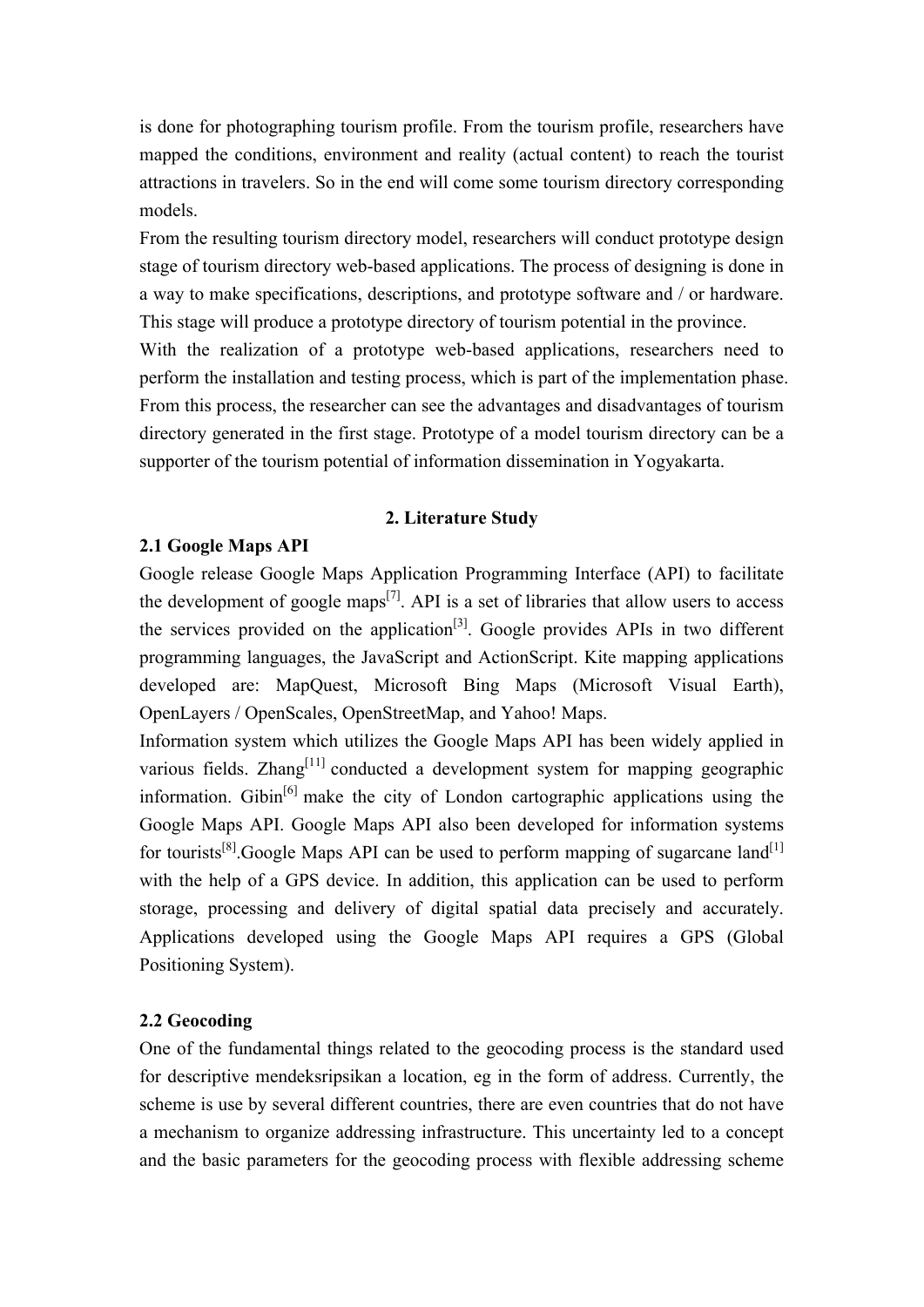is done for photographing tourism profile. From the tourism profile, researchers have mapped the conditions, environment and reality (actual content) to reach the tourist attractions in travelers. So in the end will come some tourism directory corresponding models.

From the resulting tourism directory model, researchers will conduct prototype design stage of tourism directory web-based applications. The process of designing is done in a way to make specifications, descriptions, and prototype software and / or hardware. This stage will produce a prototype directory of tourism potential in the province.

With the realization of a prototype web-based applications, researchers need to perform the installation and testing process, which is part of the implementation phase. From this process, the researcher can see the advantages and disadvantages of tourism directory generated in the first stage. Prototype of a model tourism directory can be a supporter of the tourism potential of information dissemination in Yogyakarta.

## 2. Literature Study

### 2.1 Google Maps API

Google release Google Maps Application Programming Interface (API) to facilitate the development of google maps[7]. API is a set of libraries that allow users to access the services provided on the application[3]. Google provides APIs in two different programming languages, the JavaScript and ActionScript. Kite mapping applications developed are: MapQuest, Microsoft Bing Maps (Microsoft Visual Earth), OpenLayers / OpenScales, OpenStreetMap, and Yahoo! Maps.

Information system which utilizes the Google Maps API has been widely applied in various fields. Zhang[11] conducted a development system for mapping geographic information. Gibin[6] make the city of London cartographic applications using the Google Maps API. Google Maps API also been developed for information systems for tourists[8].Google Maps API can be used to perform mapping of sugarcane land[1] with the help of a GPS device. In addition, this application can be used to perform storage, processing and delivery of digital spatial data precisely and accurately. Applications developed using the Google Maps API requires a GPS (Global Positioning System).

### 2.2 Geocoding

One of the fundamental things related to the geocoding process is the standard used for descriptive mendeksripsikan a location, eg in the form of address. Currently, the scheme is use by several different countries, there are even countries that do not have a mechanism to organize addressing infrastructure. This uncertainty led to a concept and the basic parameters for the geocoding process with flexible addressing scheme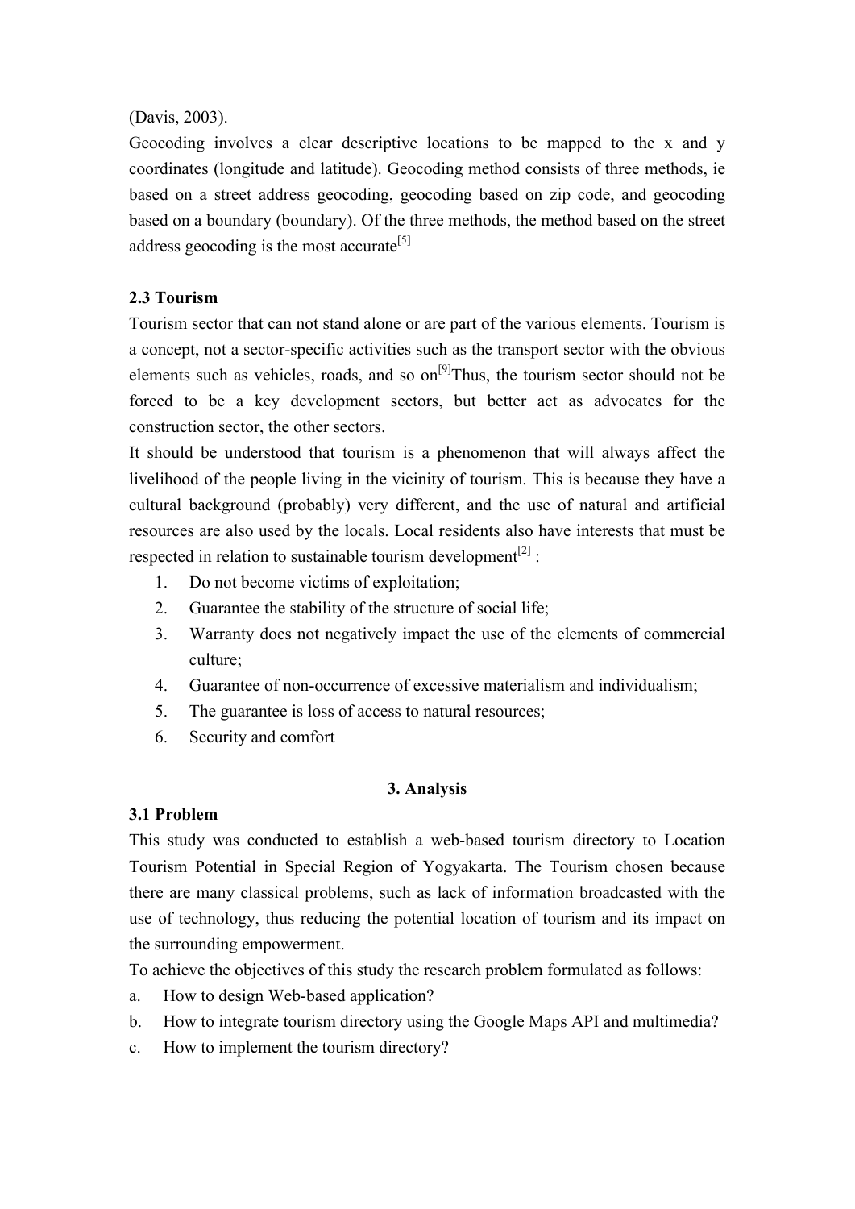(Davis, 2003).

Geocoding involves a clear descriptive locations to be mapped to the x and y coordinates (longitude and latitude). Geocoding method consists of three methods, ie based on a street address geocoding, geocoding based on zip code, and geocoding based on a boundary (boundary). Of the three methods, the method based on the street address geocoding is the most accurate[5]

### 2.3 Tourism

Tourism sector that can not stand alone or are part of the various elements. Tourism is a concept, not a sector-specific activities such as the transport sector with the obvious elements such as vehicles, roads, and so on[9]Thus, the tourism sector should not be forced to be a key development sectors, but better act as advocates for the construction sector, the other sectors.

It should be understood that tourism is a phenomenon that will always affect the livelihood of the people living in the vicinity of tourism. This is because they have a cultural background (probably) very different, and the use of natural and artificial resources are also used by the locals. Local residents also have interests that must be respected in relation to sustainable tourism development[2] :

1. Do not become victims of exploitation;
2. Guarantee the stability of the structure of social life;
3. Warranty does not negatively impact the use of the elements of commercial culture;
4. Guarantee of non-occurrence of excessive materialism and individualism;
5. The guarantee is loss of access to natural resources;
6. Security and comfort

## 3. Analysis

### 3.1 Problem

This study was conducted to establish a web-based tourism directory to Location Tourism Potential in Special Region of Yogyakarta. The Tourism chosen because there are many classical problems, such as lack of information broadcasted with the use of technology, thus reducing the potential location of tourism and its impact on the surrounding empowerment.

To achieve the objectives of this study the research problem formulated as follows:

a. How to design Web-based application?
b. How to integrate tourism directory using the Google Maps API and multimedia?
c. How to implement the tourism directory?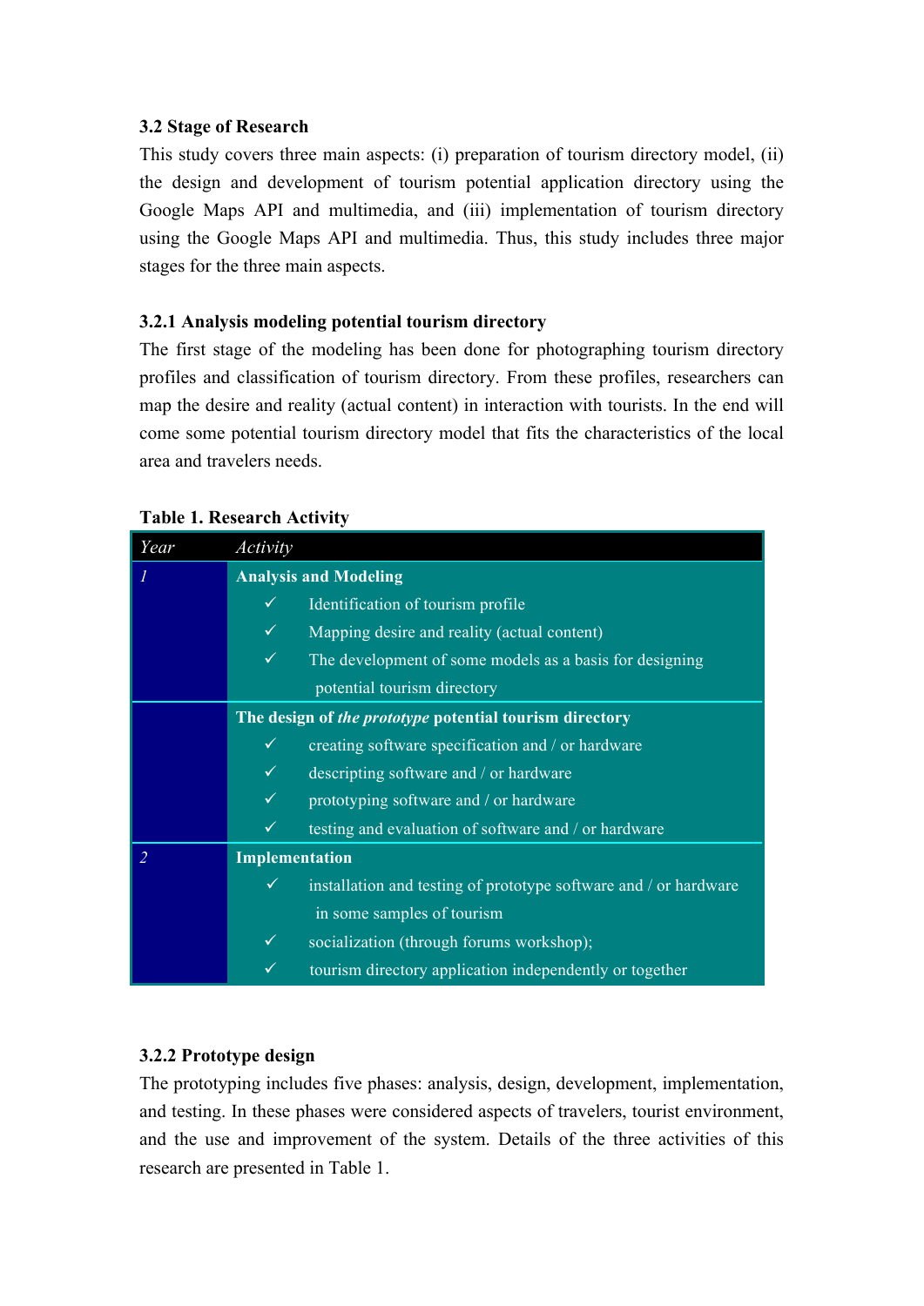### 3.2 Stage of Research

This study covers three main aspects: (i) preparation of tourism directory model, (ii) the design and development of tourism potential application directory using the Google Maps API and multimedia, and (iii) implementation of tourism directory using the Google Maps API and multimedia. Thus, this study includes three major stages for the three main aspects.

#### 3.2.1 Analysis modeling potential tourism directory

The first stage of the modeling has been done for photographing tourism directory profiles and classification of tourism directory. From these profiles, researchers can map the desire and reality (actual content) in interaction with tourists. In the end will come some potential tourism directory model that fits the characteristics of the local area and travelers needs.

**Table 1. Research Activity**

| *Year* | *Activity* |
|---|---|
| *1* | **Analysis and Modeling**<br>✓ Identification of tourism profile<br>✓ Mapping desire and reality (actual content)<br>✓ The development of some models as a basis for designing potential tourism directory |
| | **The design of *the prototype* potential tourism directory**<br>✓ creating software specification and / or hardware<br>✓ descripting software and / or hardware<br>✓ prototyping software and / or hardware<br>✓ testing and evaluation of software and / or hardware |
| *2* | **Implementation**<br>✓ installation and testing of prototype software and / or hardware in some samples of tourism<br>✓ socialization (through forums workshop);<br>✓ tourism directory application independently or together |

#### 3.2.2 Prototype design

The prototyping includes five phases: analysis, design, development, implementation, and testing. In these phases were considered aspects of travelers, tourist environment, and the use and improvement of the system. Details of the three activities of this research are presented in Table 1.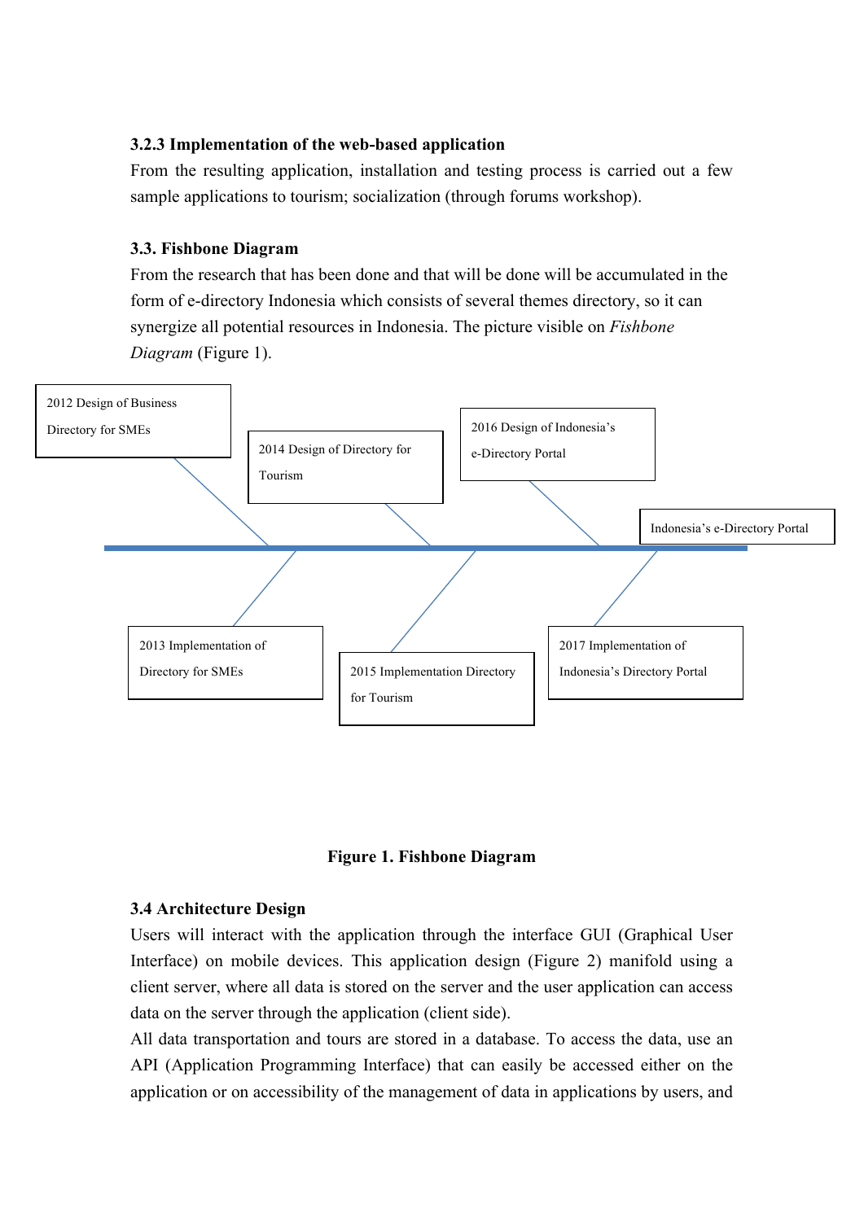### 3.2.3 Implementation of the web-based application

From the resulting application, installation and testing process is carried out a few sample applications to tourism; socialization (through forums workshop).

### 3.3. Fishbone Diagram

From the research that has been done and that will be done will be accumulated in the form of e-directory Indonesia which consists of several themes directory, so it can synergize all potential resources in Indonesia. The picture visible on *Fishbone Diagram* (Figure 1).

2012 Design of Business Directory for SMEs

2014 Design of Directory for Tourism

2016 Design of Indonesia's e-Directory Portal

Indonesia's e-Directory Portal

2013 Implementation of Directory for SMEs

2015 Implementation Directory for Tourism

2017 Implementation of Indonesia's Directory Portal

**Figure 1. Fishbone Diagram**

### 3.4 Architecture Design

Users will interact with the application through the interface GUI (Graphical User Interface) on mobile devices. This application design (Figure 2) manifold using a client server, where all data is stored on the server and the user application can access data on the server through the application (client side).

All data transportation and tours are stored in a database. To access the data, use an API (Application Programming Interface) that can easily be accessed either on the application or on accessibility of the management of data in applications by users, and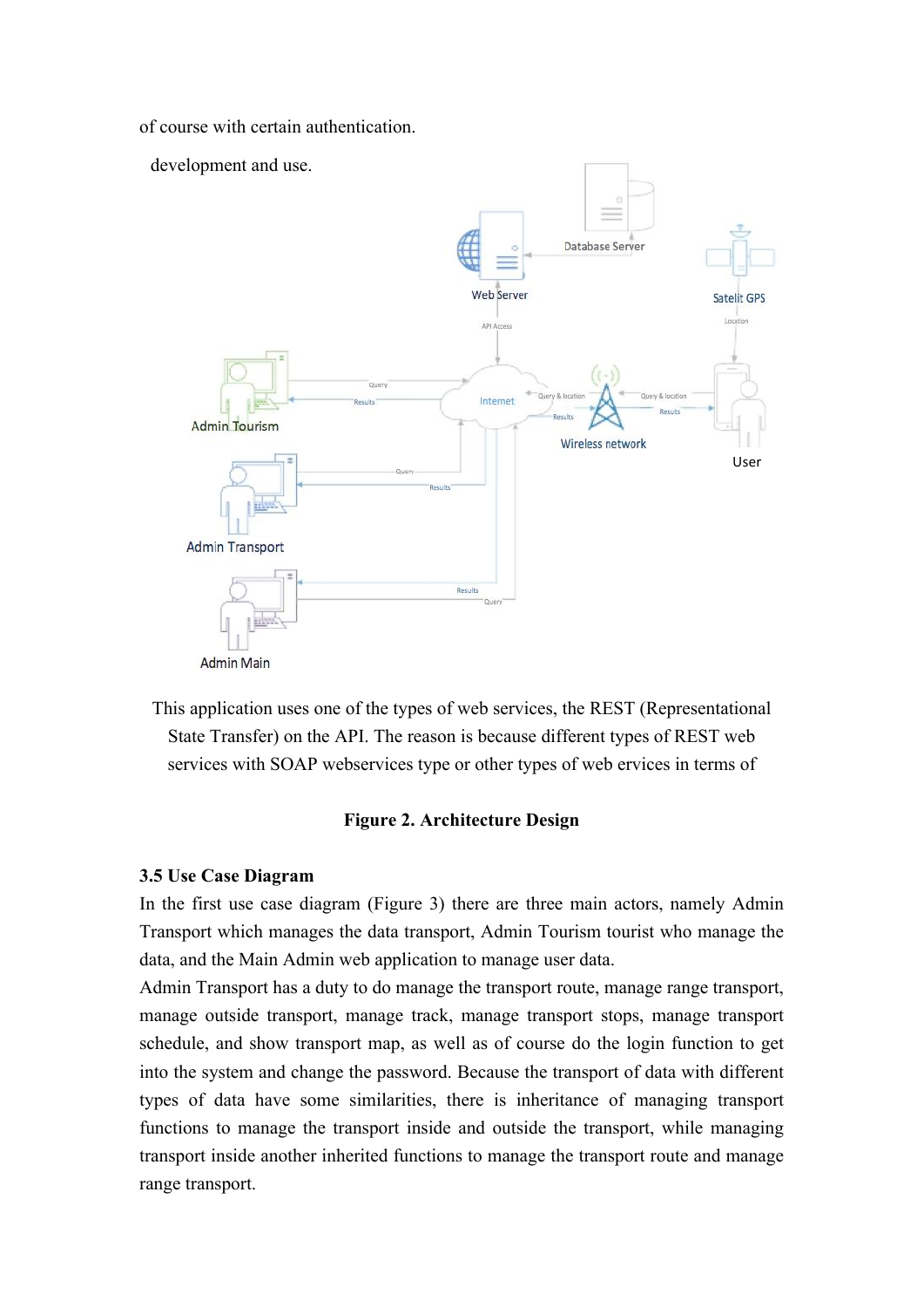of course with certain authentication.

development and use.

This application uses one of the types of web services, the REST (Representational State Transfer) on the API. The reason is because different types of REST web services with SOAP webservices type or other types of web ervices in terms of

**Figure 2. Architecture Design**

### 3.5 Use Case Diagram

In the first use case diagram (Figure 3) there are three main actors, namely Admin Transport which manages the data transport, Admin Tourism tourist who manage the data, and the Main Admin web application to manage user data.

Admin Transport has a duty to do manage the transport route, manage range transport, manage outside transport, manage track, manage transport stops, manage transport schedule, and show transport map, as well as of course do the login function to get into the system and change the password. Because the transport of data with different types of data have some similarities, there is inheritance of managing transport functions to manage the transport inside and outside the transport, while managing transport inside another inherited functions to manage the transport route and manage range transport.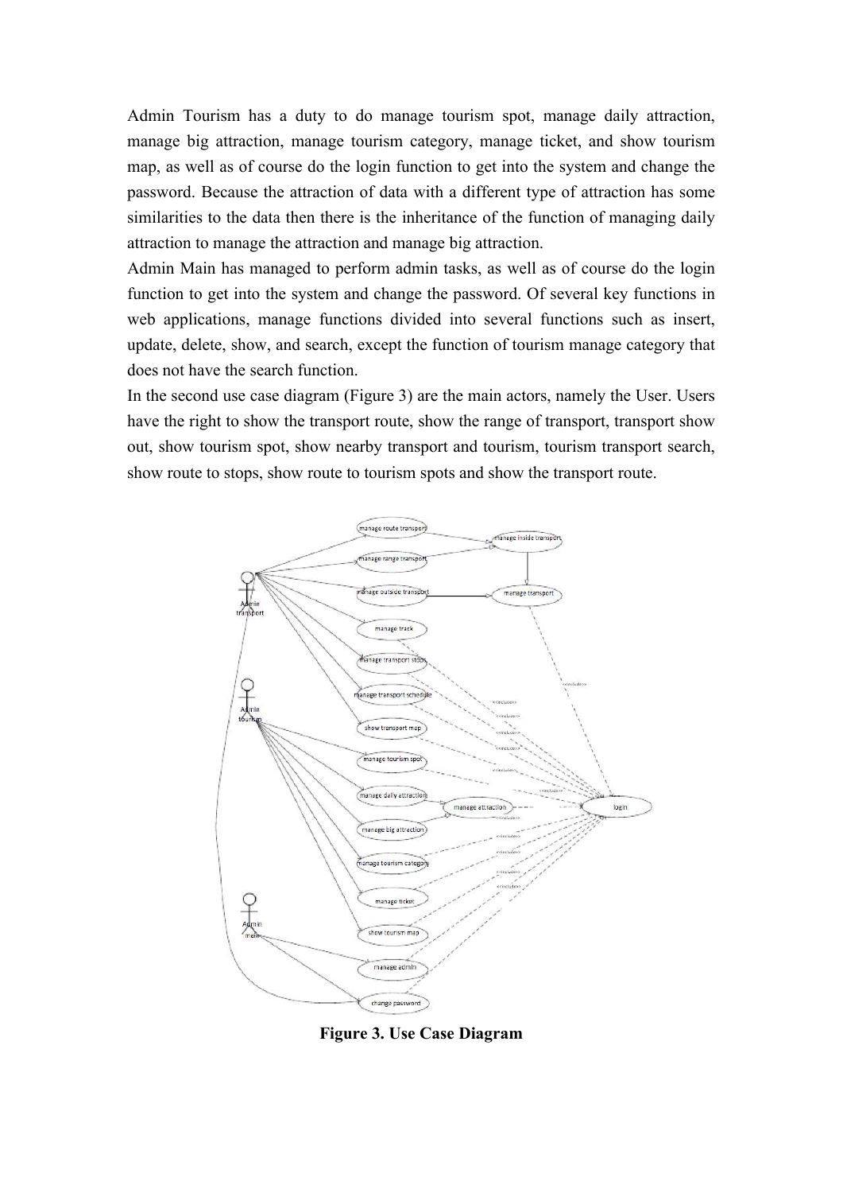Admin Tourism has a duty to do manage tourism spot, manage daily attraction, manage big attraction, manage tourism category, manage ticket, and show tourism map, as well as of course do the login function to get into the system and change the password. Because the attraction of data with a different type of attraction has some similarities to the data then there is the inheritance of the function of managing daily attraction to manage the attraction and manage big attraction.

Admin Main has managed to perform admin tasks, as well as of course do the login function to get into the system and change the password. Of several key functions in web applications, manage functions divided into several functions such as insert, update, delete, show, and search, except the function of tourism manage category that does not have the search function.

In the second use case diagram (Figure 3) are the main actors, namely the User. Users have the right to show the transport route, show the range of transport, transport show out, show tourism spot, show nearby transport and tourism, tourism transport search, show route to stops, show route to tourism spots and show the transport route.

**Figure 3. Use Case Diagram**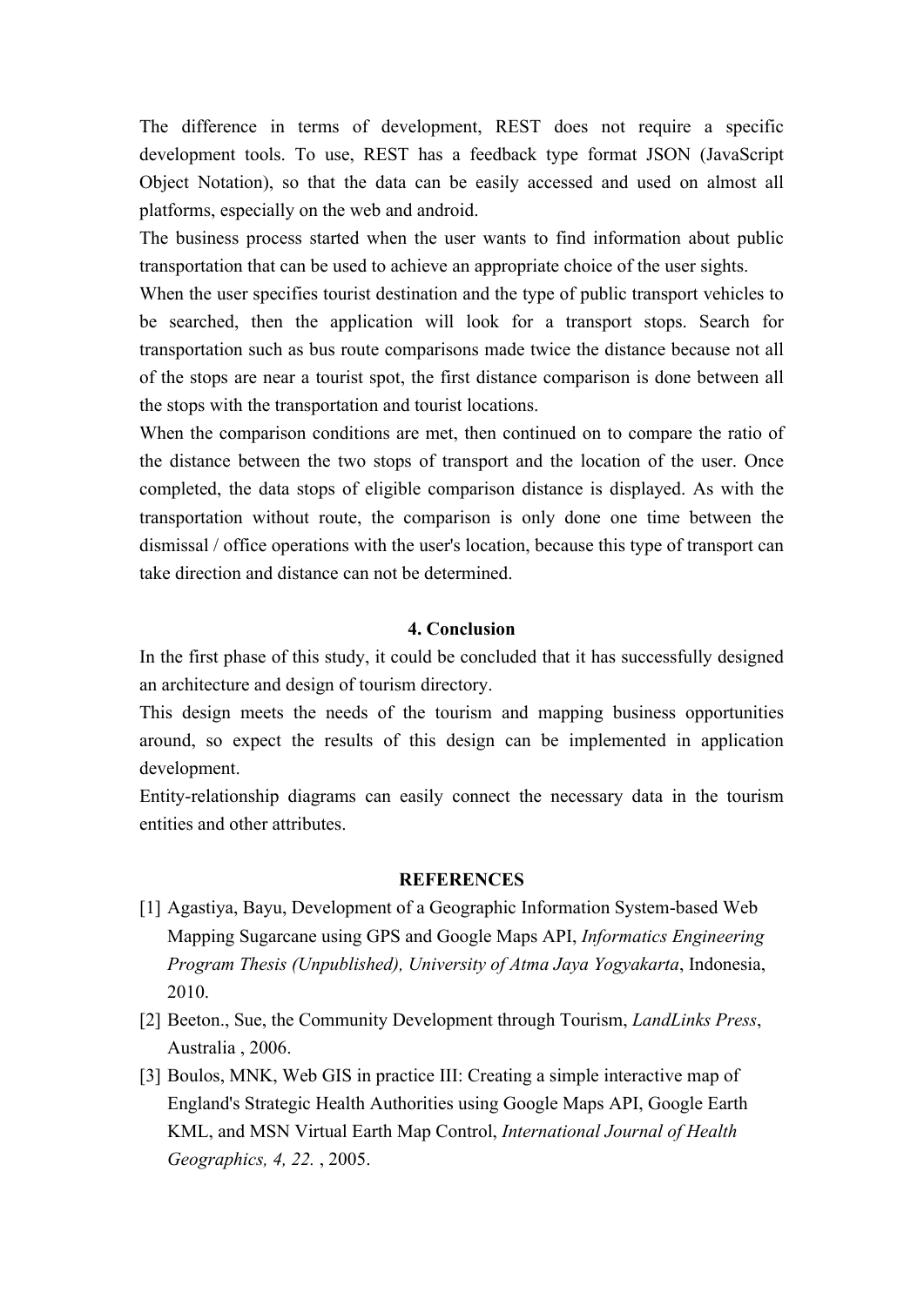The difference in terms of development, REST does not require a specific development tools. To use, REST has a feedback type format JSON (JavaScript Object Notation), so that the data can be easily accessed and used on almost all platforms, especially on the web and android.

The business process started when the user wants to find information about public transportation that can be used to achieve an appropriate choice of the user sights.

When the user specifies tourist destination and the type of public transport vehicles to be searched, then the application will look for a transport stops. Search for transportation such as bus route comparisons made twice the distance because not all of the stops are near a tourist spot, the first distance comparison is done between all the stops with the transportation and tourist locations.

When the comparison conditions are met, then continued on to compare the ratio of the distance between the two stops of transport and the location of the user. Once completed, the data stops of eligible comparison distance is displayed. As with the transportation without route, the comparison is only done one time between the dismissal / office operations with the user's location, because this type of transport can take direction and distance can not be determined.

## 4. Conclusion

In the first phase of this study, it could be concluded that it has successfully designed an architecture and design of tourism directory.

This design meets the needs of the tourism and mapping business opportunities around, so expect the results of this design can be implemented in application development.

Entity-relationship diagrams can easily connect the necessary data in the tourism entities and other attributes.

## REFERENCES

[1] Agastiya, Bayu, Development of a Geographic Information System-based Web Mapping Sugarcane using GPS and Google Maps API, *Informatics Engineering Program Thesis (Unpublished), University of Atma Jaya Yogyakarta*, Indonesia, 2010.

[2] Beeton., Sue, the Community Development through Tourism, *LandLinks Press*, Australia , 2006.

[3] Boulos, MNK, Web GIS in practice III: Creating a simple interactive map of England's Strategic Health Authorities using Google Maps API, Google Earth KML, and MSN Virtual Earth Map Control, *International Journal of Health Geographics, 4, 22.* , 2005.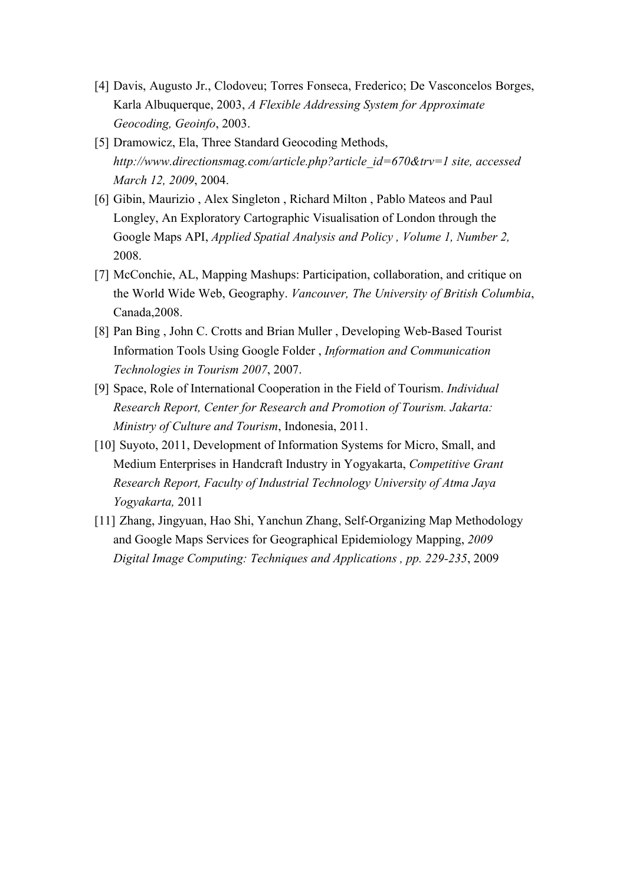[4] Davis, Augusto Jr., Clodoveu; Torres Fonseca, Frederico; De Vasconcelos Borges, Karla Albuquerque, 2003, *A Flexible Addressing System for Approximate Geocoding, Geoinfo*, 2003.

[5] Dramowicz, Ela, Three Standard Geocoding Methods, *http://www.directionsmag.com/article.php?article_id=670&trv=1 site, accessed March 12, 2009*, 2004.

[6] Gibin, Maurizio , Alex Singleton , Richard Milton , Pablo Mateos and Paul Longley, An Exploratory Cartographic Visualisation of London through the Google Maps API, *Applied Spatial Analysis and Policy , Volume 1, Number 2,* 2008.

[7] McConchie, AL, Mapping Mashups: Participation, collaboration, and critique on the World Wide Web, Geography. *Vancouver, The University of British Columbia*, Canada,2008.

[8] Pan Bing , John C. Crotts and Brian Muller , Developing Web-Based Tourist Information Tools Using Google Folder , *Information and Communication Technologies in Tourism 2007*, 2007.

[9] Space, Role of International Cooperation in the Field of Tourism. *Individual Research Report, Center for Research and Promotion of Tourism. Jakarta: Ministry of Culture and Tourism*, Indonesia, 2011.

[10] Suyoto, 2011, Development of Information Systems for Micro, Small, and Medium Enterprises in Handcraft Industry in Yogyakarta, *Competitive Grant Research Report, Faculty of Industrial Technology University of Atma Jaya Yogyakarta,* 2011

[11] Zhang, Jingyuan, Hao Shi, Yanchun Zhang, Self-Organizing Map Methodology and Google Maps Services for Geographical Epidemiology Mapping, *2009 Digital Image Computing: Techniques and Applications , pp. 229-235*, 2009